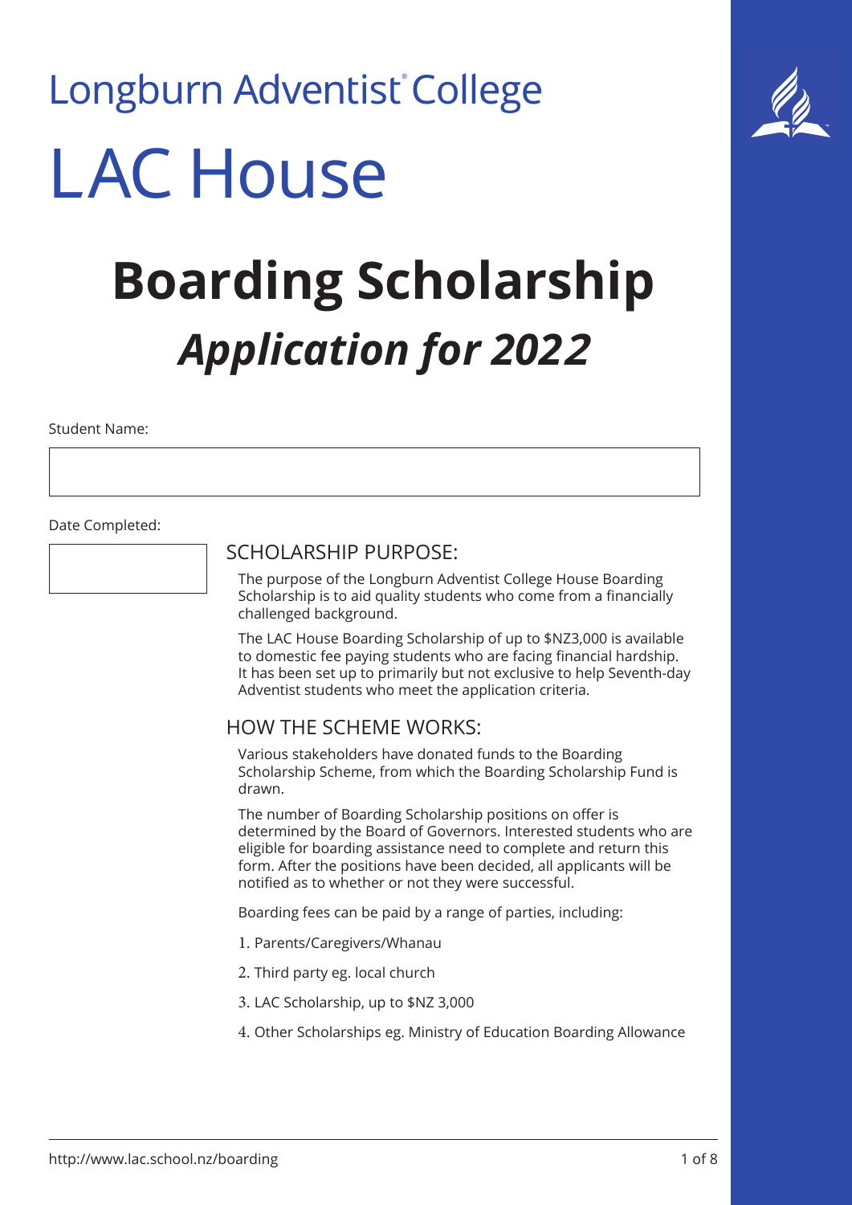Longburn Adventist® College

# LAC House

# Boarding Scholarship

## *Application for 2022*

Student Name:

Date Completed:

## SCHOLARSHIP PURPOSE:

The purpose of the Longburn Adventist College House Boarding Scholarship is to aid quality students who come from a financially challenged background.

The LAC House Boarding Scholarship of up to $NZ3,000 is available to domestic fee paying students who are facing financial hardship. It has been set up to primarily but not exclusive to help Seventh-day Adventist students who meet the application criteria.

## HOW THE SCHEME WORKS:

Various stakeholders have donated funds to the Boarding Scholarship Scheme, from which the Boarding Scholarship Fund is drawn.

The number of Boarding Scholarship positions on offer is determined by the Board of Governors. Interested students who are eligible for boarding assistance need to complete and return this form. After the positions have been decided, all applicants will be notified as to whether or not they were successful.

Boarding fees can be paid by a range of parties, including:

1. Parents/Caregivers/Whanau
2. Third party eg. local church
3. LAC Scholarship, up to $NZ 3,000
4. Other Scholarships eg. Ministry of Education Boarding Allowance

http://www.lac.school.nz/boarding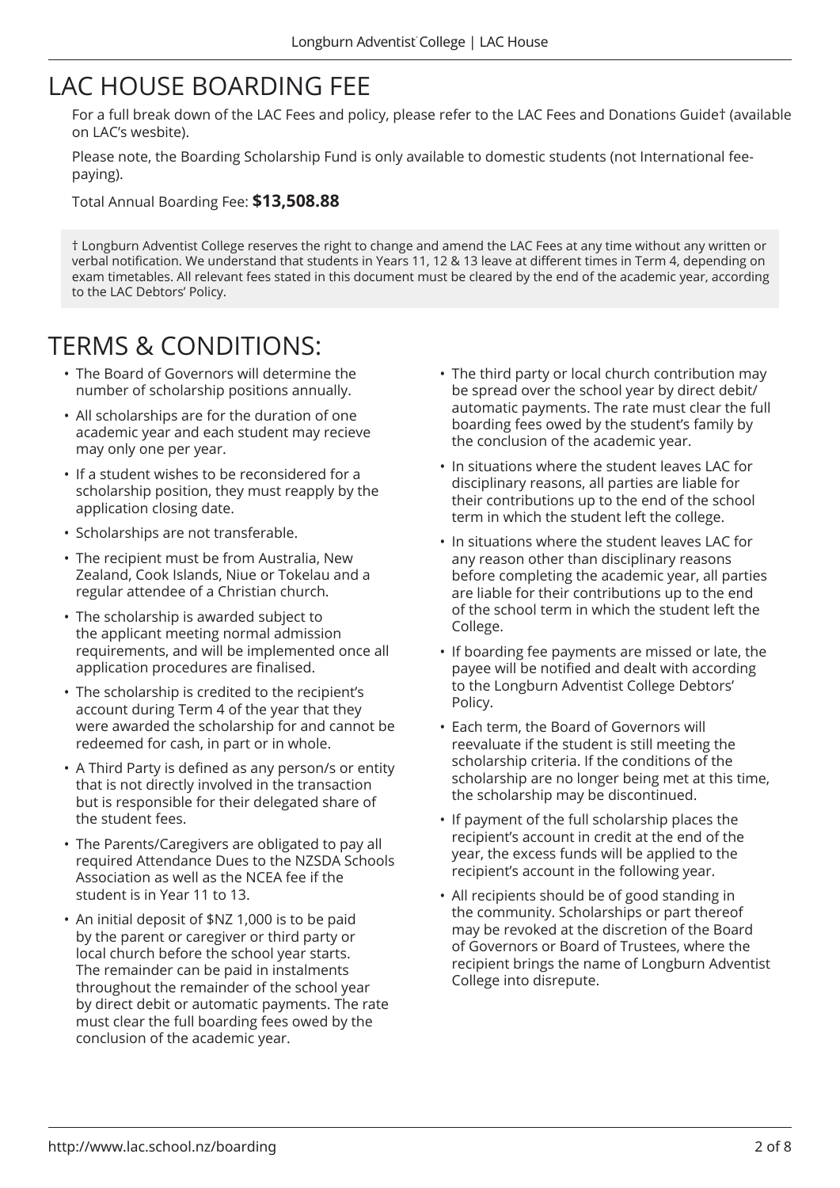# LAC HOUSE BOARDING FEE

For a full break down of the LAC Fees and policy, please refer to the LAC Fees and Donations Guide† (available on LAC's wesbite).

Please note, the Boarding Scholarship Fund is only available to domestic students (not International fee-paying).

Total Annual Boarding Fee: **$13,508.88**

† Longburn Adventist College reserves the right to change and amend the LAC Fees at any time without any written or verbal notification. We understand that students in Years 11, 12 & 13 leave at different times in Term 4, depending on exam timetables. All relevant fees stated in this document must be cleared by the end of the academic year, according to the LAC Debtors' Policy.

# TERMS & CONDITIONS:

- The Board of Governors will determine the number of scholarship positions annually.
- All scholarships are for the duration of one academic year and each student may recieve may only one per year.
- If a student wishes to be reconsidered for a scholarship position, they must reapply by the application closing date.
- Scholarships are not transferable.
- The recipient must be from Australia, New Zealand, Cook Islands, Niue or Tokelau and a regular attendee of a Christian church.
- The scholarship is awarded subject to the applicant meeting normal admission requirements, and will be implemented once all application procedures are finalised.
- The scholarship is credited to the recipient's account during Term 4 of the year that they were awarded the scholarship for and cannot be redeemed for cash, in part or in whole.
- A Third Party is defined as any person/s or entity that is not directly involved in the transaction but is responsible for their delegated share of the student fees.
- The Parents/Caregivers are obligated to pay all required Attendance Dues to the NZSDA Schools Association as well as the NCEA fee if the student is in Year 11 to 13.
- An initial deposit of $NZ 1,000 is to be paid by the parent or caregiver or third party or local church before the school year starts. The remainder can be paid in instalments throughout the remainder of the school year by direct debit or automatic payments. The rate must clear the full boarding fees owed by the conclusion of the academic year.
- The third party or local church contribution may be spread over the school year by direct debit/ automatic payments. The rate must clear the full boarding fees owed by the student's family by the conclusion of the academic year.
- In situations where the student leaves LAC for disciplinary reasons, all parties are liable for their contributions up to the end of the school term in which the student left the college.
- In situations where the student leaves LAC for any reason other than disciplinary reasons before completing the academic year, all parties are liable for their contributions up to the end of the school term in which the student left the College.
- If boarding fee payments are missed or late, the payee will be notified and dealt with according to the Longburn Adventist College Debtors' Policy.
- Each term, the Board of Governors will reevaluate if the student is still meeting the scholarship criteria. If the conditions of the scholarship are no longer being met at this time, the scholarship may be discontinued.
- If payment of the full scholarship places the recipient's account in credit at the end of the year, the excess funds will be applied to the recipient's account in the following year.
- All recipients should be of good standing in the community. Scholarships or part thereof may be revoked at the discretion of the Board of Governors or Board of Trustees, where the recipient brings the name of Longburn Adventist College into disrepute.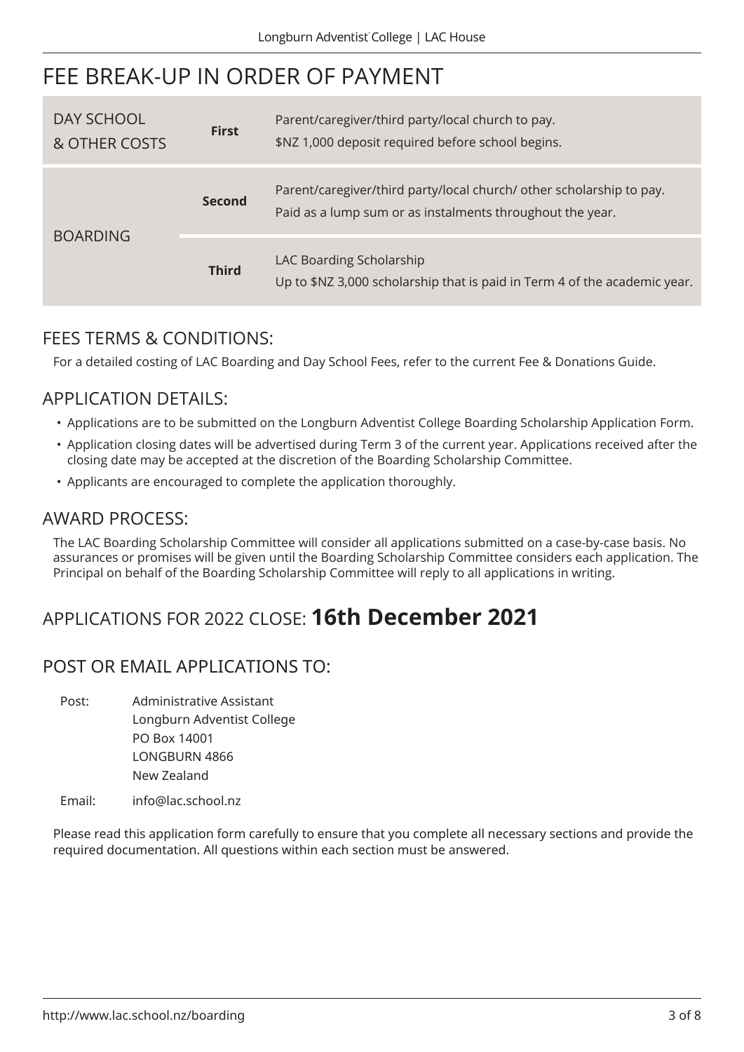# FEE BREAK-UP IN ORDER OF PAYMENT

| | | |
|---|---|---|
| DAY SCHOOL & OTHER COSTS | **First** | Parent/caregiver/third party/local church to pay. $NZ 1,000 deposit required before school begins. |
| BOARDING | **Second** | Parent/caregiver/third party/local church/ other scholarship to pay. Paid as a lump sum or as instalments throughout the year. |
| | **Third** | LAC Boarding Scholarship Up to $NZ 3,000 scholarship that is paid in Term 4 of the academic year. |

## FEES TERMS & CONDITIONS:

For a detailed costing of LAC Boarding and Day School Fees, refer to the current Fee & Donations Guide.

## APPLICATION DETAILS:

- Applications are to be submitted on the Longburn Adventist College Boarding Scholarship Application Form.
- Application closing dates will be advertised during Term 3 of the current year. Applications received after the closing date may be accepted at the discretion of the Boarding Scholarship Committee.
- Applicants are encouraged to complete the application thoroughly.

## AWARD PROCESS:

The LAC Boarding Scholarship Committee will consider all applications submitted on a case-by-case basis. No assurances or promises will be given until the Boarding Scholarship Committee considers each application. The Principal on behalf of the Boarding Scholarship Committee will reply to all applications in writing.

## APPLICATIONS FOR 2022 CLOSE: **16th December 2021**

## POST OR EMAIL APPLICATIONS TO:

Post: Administrative Assistant
Longburn Adventist College
PO Box 14001
LONGBURN 4866
New Zealand

Email: info@lac.school.nz

Please read this application form carefully to ensure that you complete all necessary sections and provide the required documentation. All questions within each section must be answered.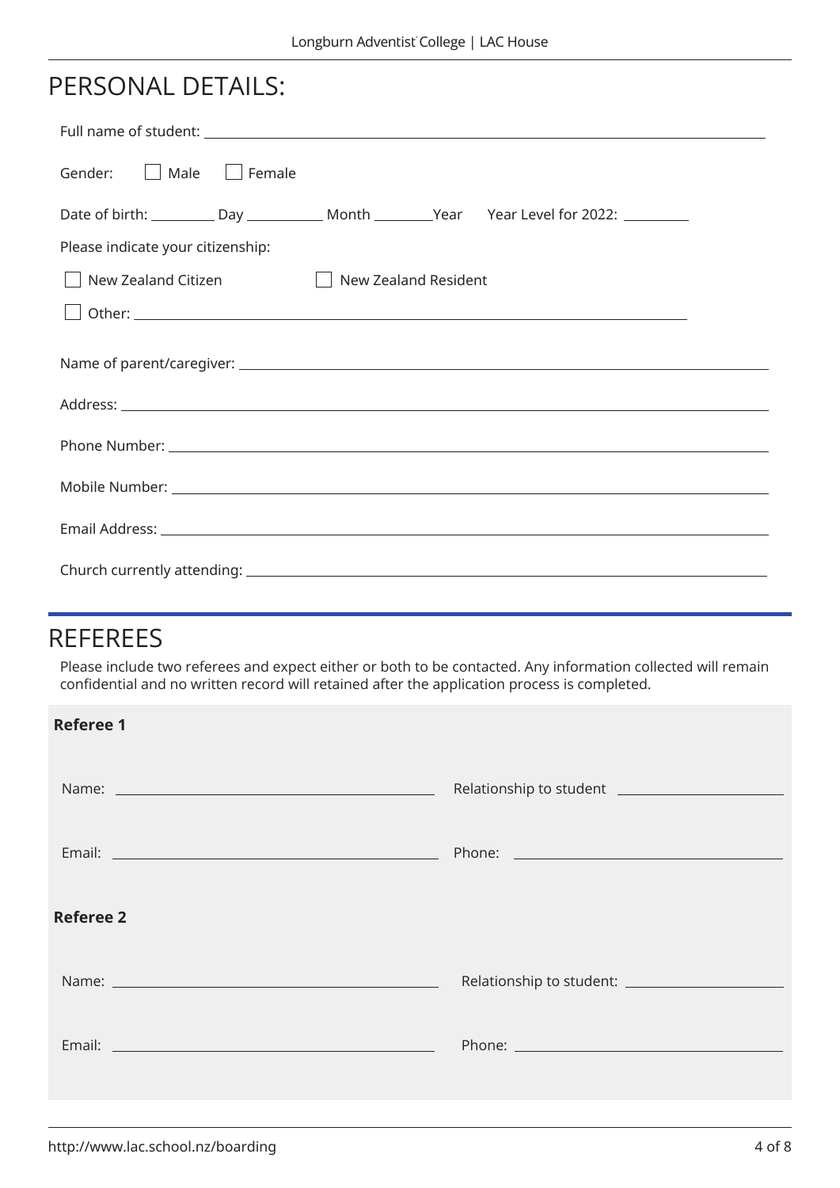# PERSONAL DETAILS:

Full name of student: ______________________________________________

Gender: ☐ Male ☐ Female

Date of birth: ________ Day __________ Month ________Year Year Level for 2022: ________

Please indicate your citizenship:

☐ New Zealand Citizen ☐ New Zealand Resident

☐ Other: ______________________________________________

Name of parent/caregiver: ______________________________________________

Address: ______________________________________________

Phone Number: ______________________________________________

Mobile Number: ______________________________________________

Email Address: ______________________________________________

Church currently attending: ______________________________________________

# REFEREES

Please include two referees and expect either or both to be contacted. Any information collected will remain confidential and no written record will retained after the application process is completed.

**Referee 1**

Name: ______________________ Relationship to student ______________________

Email: ______________________ Phone: ______________________

**Referee 2**

Name: ______________________ Relationship to student: ______________________

Email: ______________________ Phone: ______________________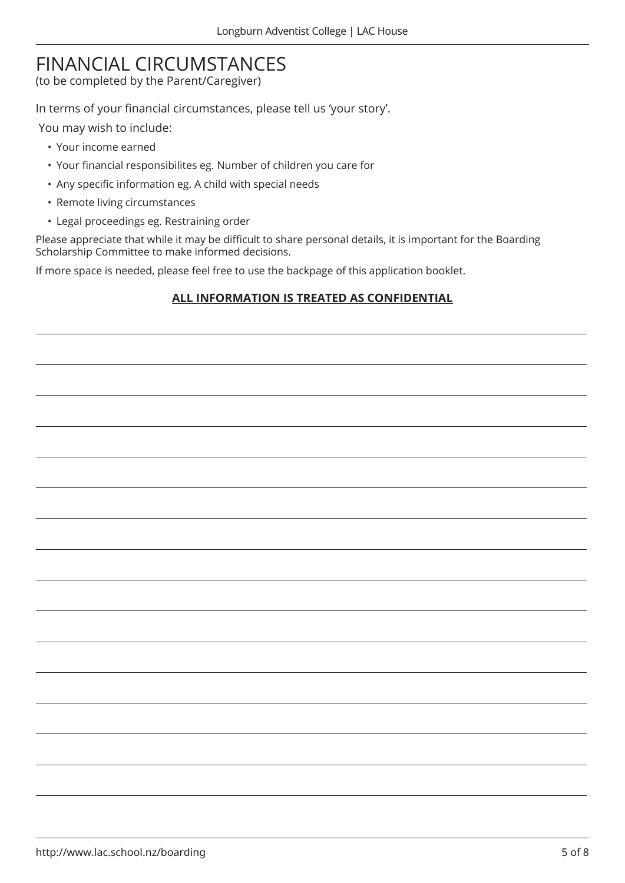# FINANCIAL CIRCUMSTANCES

(to be completed by the Parent/Caregiver)

In terms of your financial circumstances, please tell us 'your story'.

You may wish to include:

- Your income earned
- Your financial responsibilites eg. Number of children you care for
- Any specific information eg. A child with special needs
- Remote living circumstances
- Legal proceedings eg. Restraining order

Please appreciate that while it may be difficult to share personal details, it is important for the Boarding Scholarship Committee to make informed decisions.

If more space is needed, please feel free to use the backpage of this application booklet.

**ALL INFORMATION IS TREATED AS CONFIDENTIAL**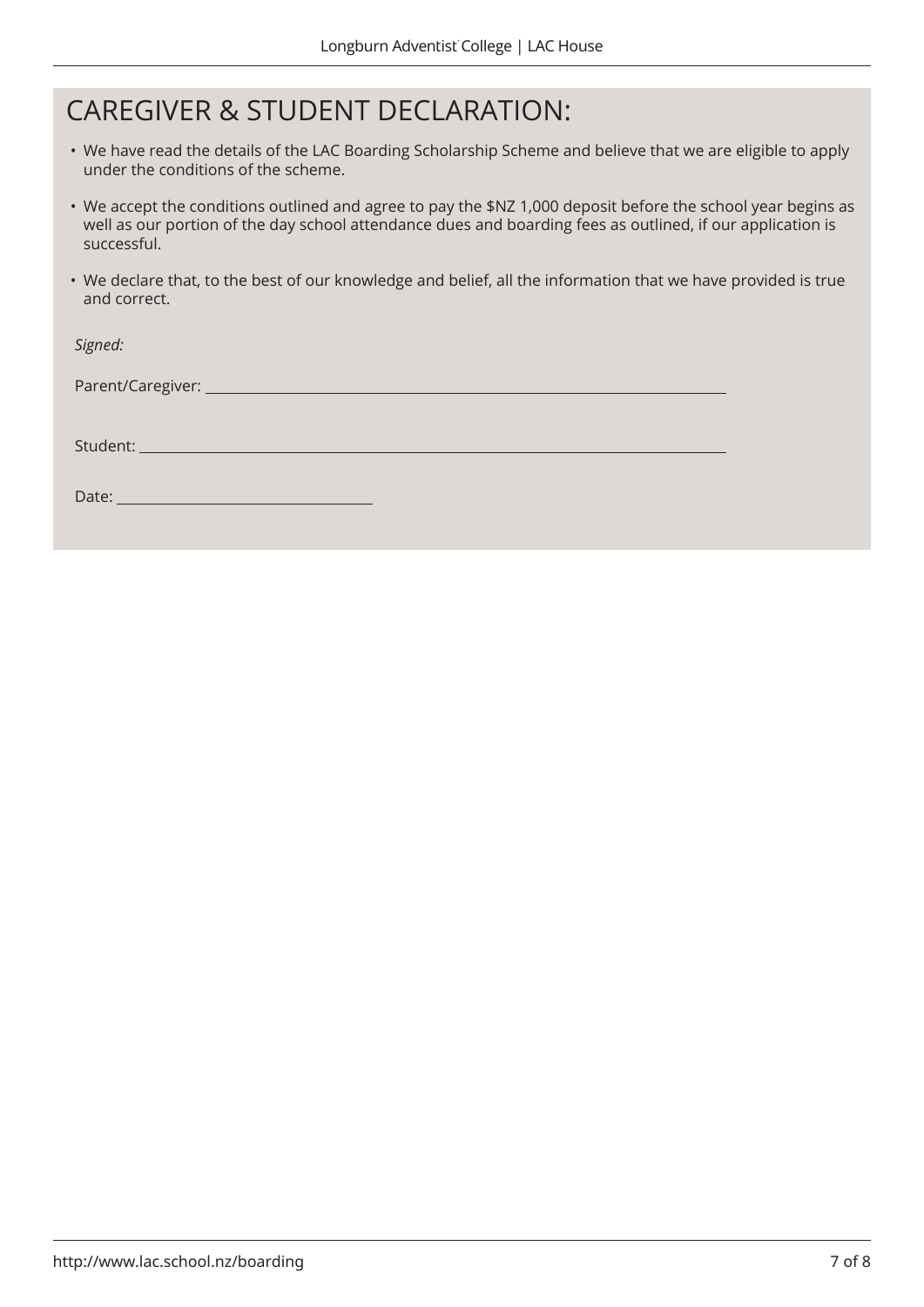# CAREGIVER & STUDENT DECLARATION:

- We have read the details of the LAC Boarding Scholarship Scheme and believe that we are eligible to apply under the conditions of the scheme.
- We accept the conditions outlined and agree to pay the $NZ 1,000 deposit before the school year begins as well as our portion of the day school attendance dues and boarding fees as outlined, if our application is successful.
- We declare that, to the best of our knowledge and belief, all the information that we have provided is true and correct.

*Signed:*

Parent/Caregiver: ____________________________________________

Student: ____________________________________________

Date: ____________________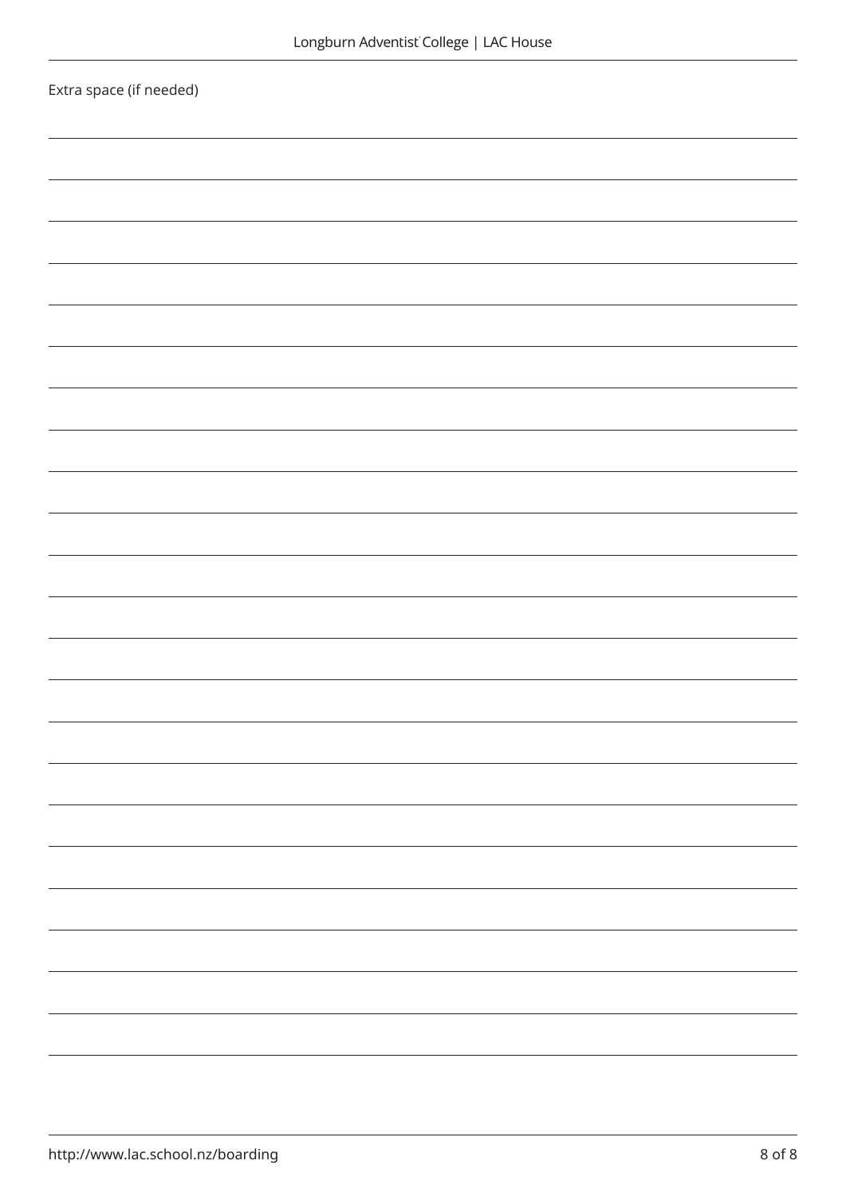Extra space (if needed)